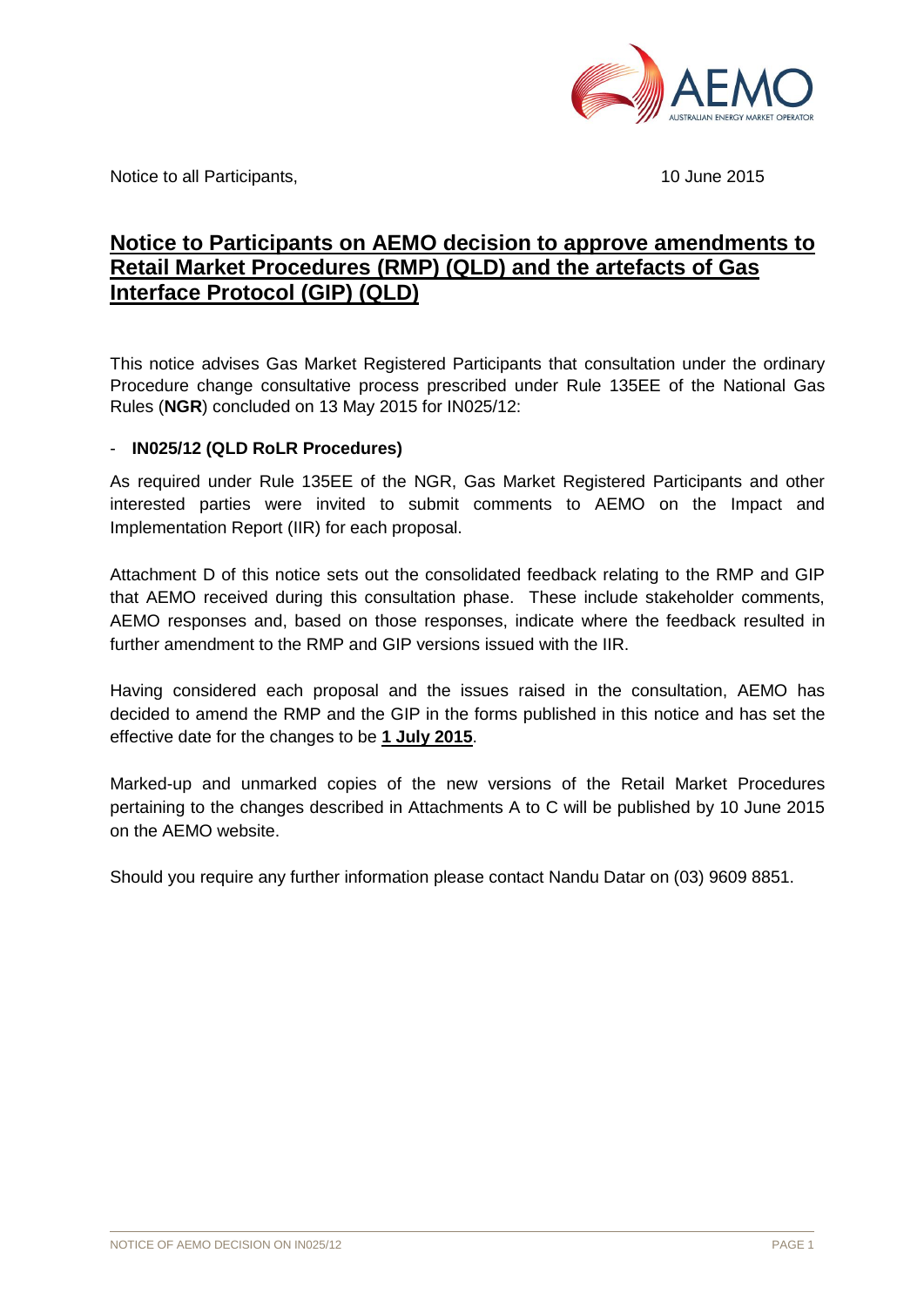Notice to all Participants, 10 June 2015

# Notice to Participants on AEMO decision to approve amendments to Retail Market Procedures (RMP) (QLD) and the artefacts of Gas Interface Protocol (GIP) (QLD)

This notice advises Gas Market Registered Participants that consultation under the ordinary Procedure change consultative process prescribed under Rule 135EE of the National Gas Rules (**NGR**) concluded on 13 May 2015 for IN025/12:

- **IN025/12 (QLD RoLR Procedures)**

As required under Rule 135EE of the NGR, Gas Market Registered Participants and other interested parties were invited to submit comments to AEMO on the Impact and Implementation Report (IIR) for each proposal.

Attachment D of this notice sets out the consolidated feedback relating to the RMP and GIP that AEMO received during this consultation phase. These include stakeholder comments, AEMO responses and, based on those responses, indicate where the feedback resulted in further amendment to the RMP and GIP versions issued with the IIR.

Having considered each proposal and the issues raised in the consultation, AEMO has decided to amend the RMP and the GIP in the forms published in this notice and has set the effective date for the changes to be **1 July 2015**.

Marked-up and unmarked copies of the new versions of the Retail Market Procedures pertaining to the changes described in Attachments A to C will be published by 10 June 2015 on the AEMO website.

Should you require any further information please contact Nandu Datar on (03) 9609 8851.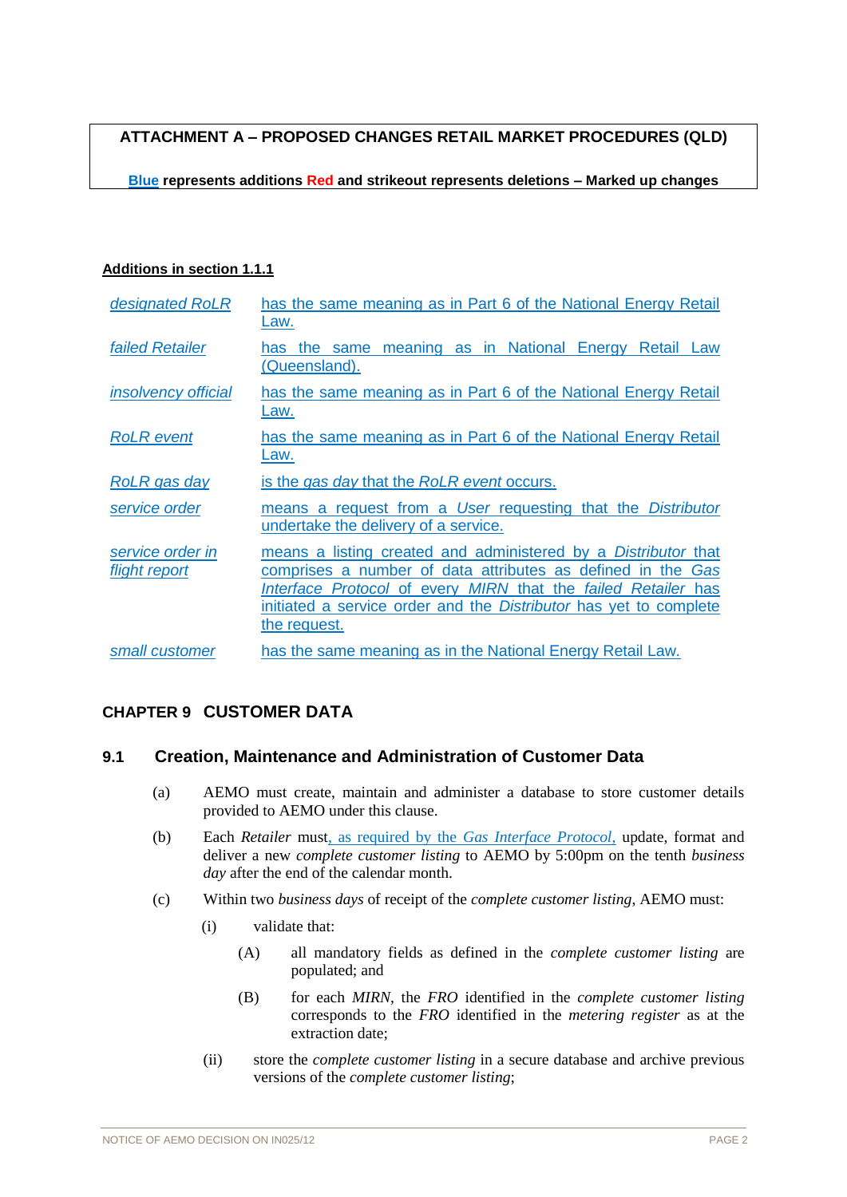**ATTACHMENT A – PROPOSED CHANGES RETAIL MARKET PROCEDURES (QLD)**

**Blue represents additions Red and strikeout represents deletions – Marked up changes**

**Additions in section 1.1.1**

| | |
|---|---|
| *designated RoLR* | has the same meaning as in Part 6 of the National Energy Retail Law. |
| *failed Retailer* | has the same meaning as in National Energy Retail Law (Queensland). |
| *insolvency official* | has the same meaning as in Part 6 of the National Energy Retail Law. |
| *RoLR event* | has the same meaning as in Part 6 of the National Energy Retail Law. |
| *RoLR gas day* | is the *gas day* that the *RoLR event* occurs. |
| *service order* | means a request from a *User* requesting that the *Distributor* undertake the delivery of a service. |
| *service order in flight report* | means a listing created and administered by a *Distributor* that comprises a number of data attributes as defined in the *Gas Interface Protocol* of every *MIRN* that the *failed Retailer* has initiated a service order and the *Distributor* has yet to complete the request. |
| *small customer* | has the same meaning as in the National Energy Retail Law. |

## CHAPTER 9 CUSTOMER DATA

### 9.1 Creation, Maintenance and Administration of Customer Data

(a) AEMO must create, maintain and administer a database to store customer details provided to AEMO under this clause.

(b) Each *Retailer* must, as required by the *Gas Interface Protocol*, update, format and deliver a new *complete customer listing* to AEMO by 5:00pm on the tenth *business day* after the end of the calendar month.

(c) Within two *business days* of receipt of the *complete customer listing*, AEMO must:

(i) validate that:

(A) all mandatory fields as defined in the *complete customer listing* are populated; and

(B) for each *MIRN*, the *FRO* identified in the *complete customer listing* corresponds to the *FRO* identified in the *metering register* as at the extraction date;

(ii) store the *complete customer listing* in a secure database and archive previous versions of the *complete customer listing*;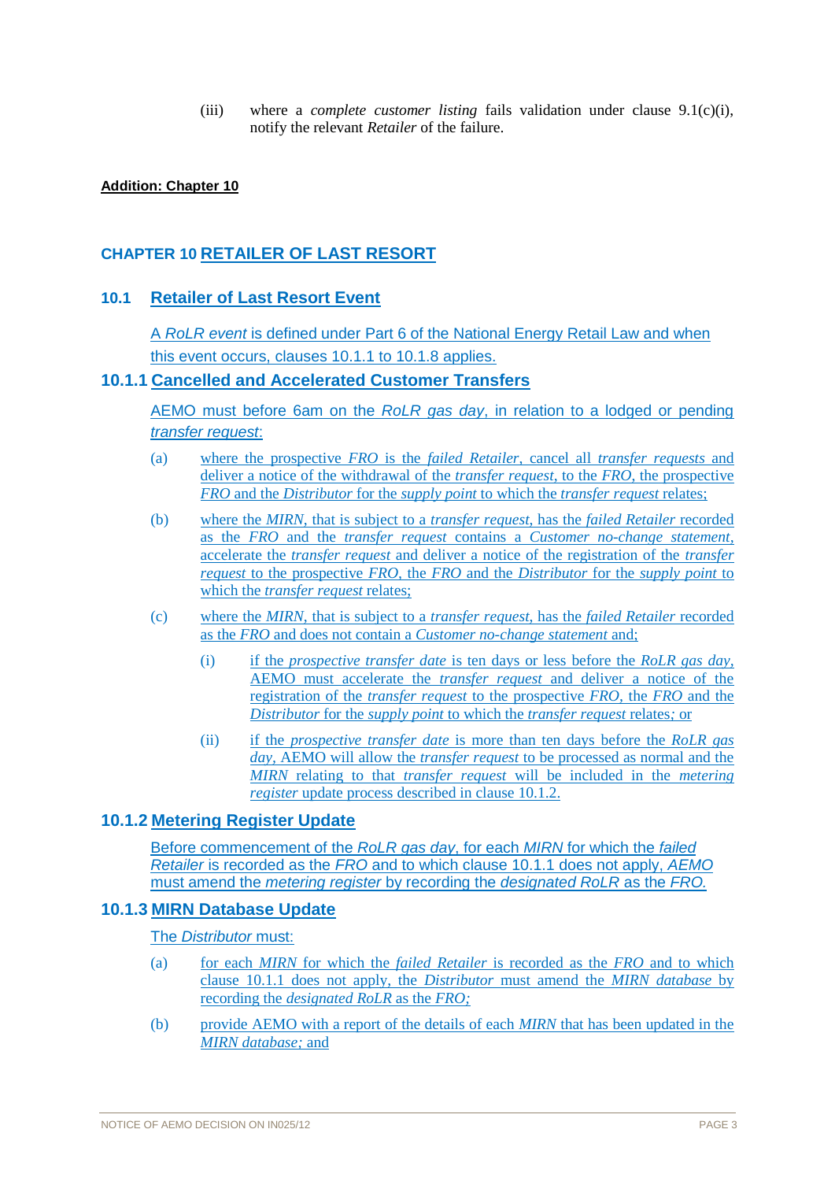(iii) where a *complete customer listing* fails validation under clause 9.1(c)(i), notify the relevant *Retailer* of the failure.

**Addition: Chapter 10**

## CHAPTER 10 RETAILER OF LAST RESORT

### 10.1 Retailer of Last Resort Event

A *RoLR event* is defined under Part 6 of the National Energy Retail Law and when this event occurs, clauses 10.1.1 to 10.1.8 applies.

### 10.1.1 Cancelled and Accelerated Customer Transfers

AEMO must before 6am on the *RoLR gas day*, in relation to a lodged or pending *transfer request*:

(a) where the prospective *FRO* is the *failed Retailer*, cancel all *transfer requests* and deliver a notice of the withdrawal of the *transfer request*, to the *FRO*, the prospective *FRO* and the *Distributor* for the *supply point* to which the *transfer request* relates;

(b) where the *MIRN*, that is subject to a *transfer request*, has the *failed Retailer* recorded as the *FRO* and the *transfer request* contains a *Customer no-change statement*, accelerate the *transfer request* and deliver a notice of the registration of the *transfer request* to the prospective *FRO*, the *FRO* and the *Distributor* for the *supply point* to which the *transfer request* relates;

(c) where the *MIRN*, that is subject to a *transfer request*, has the *failed Retailer* recorded as the *FRO* and does not contain a *Customer no-change statement* and;

(i) if the *prospective transfer date* is ten days or less before the *RoLR gas day*, AEMO must accelerate the *transfer request* and deliver a notice of the registration of the *transfer request* to the prospective *FRO*, the *FRO* and the *Distributor* for the *supply point* to which the *transfer request* relates; or

(ii) if the *prospective transfer date* is more than ten days before the *RoLR gas day*, AEMO will allow the *transfer request* to be processed as normal and the *MIRN* relating to that *transfer request* will be included in the *metering register* update process described in clause 10.1.2.

### 10.1.2 Metering Register Update

Before commencement of the *RoLR gas day*, for each *MIRN* for which the *failed Retailer* is recorded as the *FRO* and to which clause 10.1.1 does not apply, *AEMO* must amend the *metering register* by recording the *designated RoLR* as the *FRO.*

### 10.1.3 MIRN Database Update

The *Distributor* must:

(a) for each *MIRN* for which the *failed Retailer* is recorded as the *FRO* and to which clause 10.1.1 does not apply, the *Distributor* must amend the *MIRN database* by recording the *designated RoLR* as the *FRO;*

(b) provide AEMO with a report of the details of each *MIRN* that has been updated in the *MIRN database;* and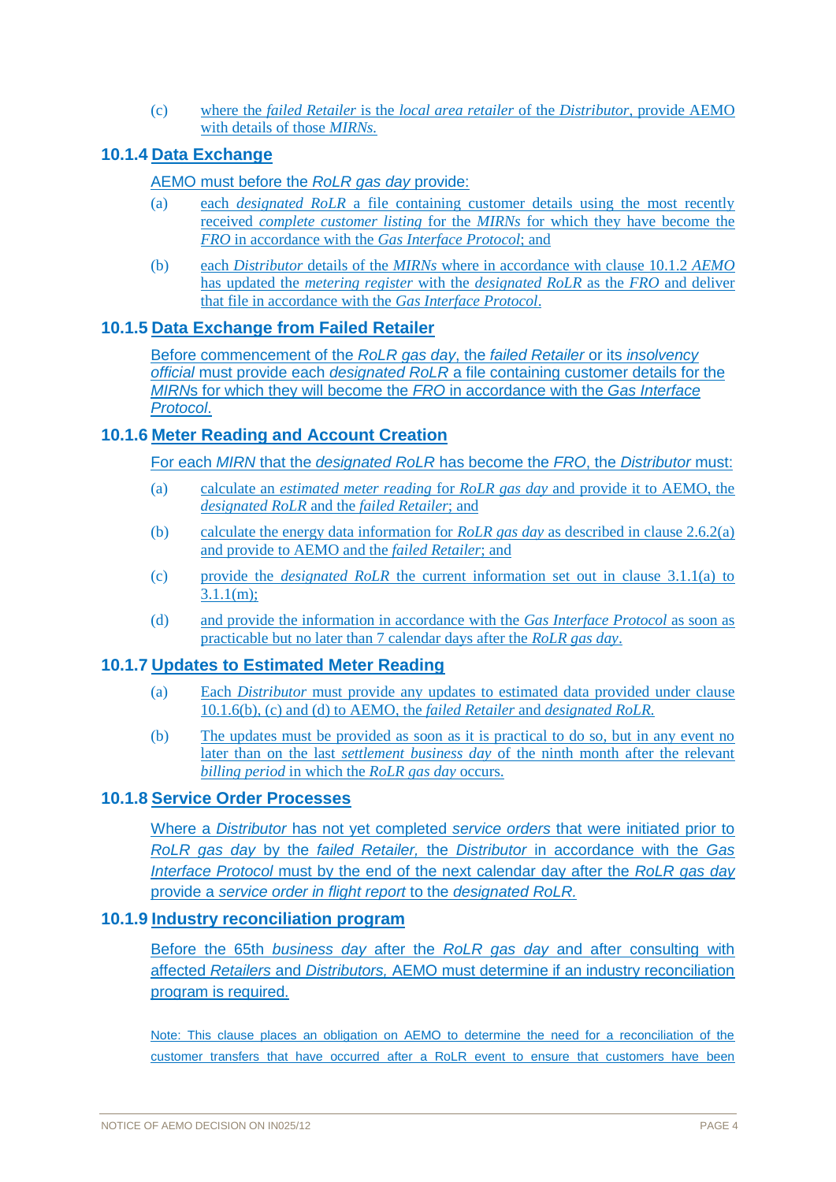(c) where the *failed Retailer* is the *local area retailer* of the *Distributor*, provide AEMO with details of those *MIRNs.*

### 10.1.4 Data Exchange

AEMO must before the *RoLR gas day* provide:

(a) each *designated RoLR* a file containing customer details using the most recently received *complete customer listing* for the *MIRNs* for which they have become the *FRO* in accordance with the *Gas Interface Protocol*; and

(b) each *Distributor* details of the *MIRNs* where in accordance with clause 10.1.2 *AEMO* has updated the *metering register* with the *designated RoLR* as the *FRO* and deliver that file in accordance with the *Gas Interface Protocol*.

### 10.1.5 Data Exchange from Failed Retailer

Before commencement of the *RoLR gas day*, the *failed Retailer* or its *insolvency official* must provide each *designated RoLR* a file containing customer details for the *MIRN*s for which they will become the *FRO* in accordance with the *Gas Interface Protocol*.

### 10.1.6 Meter Reading and Account Creation

For each *MIRN* that the *designated RoLR* has become the *FRO*, the *Distributor* must:

(a) calculate an *estimated meter reading* for *RoLR gas day* and provide it to AEMO, the *designated RoLR* and the *failed Retailer*; and

(b) calculate the energy data information for *RoLR gas day* as described in clause 2.6.2(a) and provide to AEMO and the *failed Retailer*; and

(c) provide the *designated RoLR* the current information set out in clause 3.1.1(a) to 3.1.1(m);

(d) and provide the information in accordance with the *Gas Interface Protocol* as soon as practicable but no later than 7 calendar days after the *RoLR gas day*.

### 10.1.7 Updates to Estimated Meter Reading

(a) Each *Distributor* must provide any updates to estimated data provided under clause 10.1.6(b), (c) and (d) to AEMO, the *failed Retailer* and *designated RoLR.*

(b) The updates must be provided as soon as it is practical to do so, but in any event no later than on the last *settlement business day* of the ninth month after the relevant *billing period* in which the *RoLR gas day* occurs.

### 10.1.8 Service Order Processes

Where a *Distributor* has not yet completed *service orders* that were initiated prior to *RoLR gas day* by the *failed Retailer,* the *Distributor* in accordance with the *Gas Interface Protocol* must by the end of the next calendar day after the *RoLR gas day* provide a *service order in flight report* to the *designated RoLR.*

### 10.1.9 Industry reconciliation program

Before the 65th *business day* after the *RoLR gas day* and after consulting with affected *Retailers* and *Distributors,* AEMO must determine if an industry reconciliation program is required.

Note: This clause places an obligation on AEMO to determine the need for a reconciliation of the customer transfers that have occurred after a RoLR event to ensure that customers have been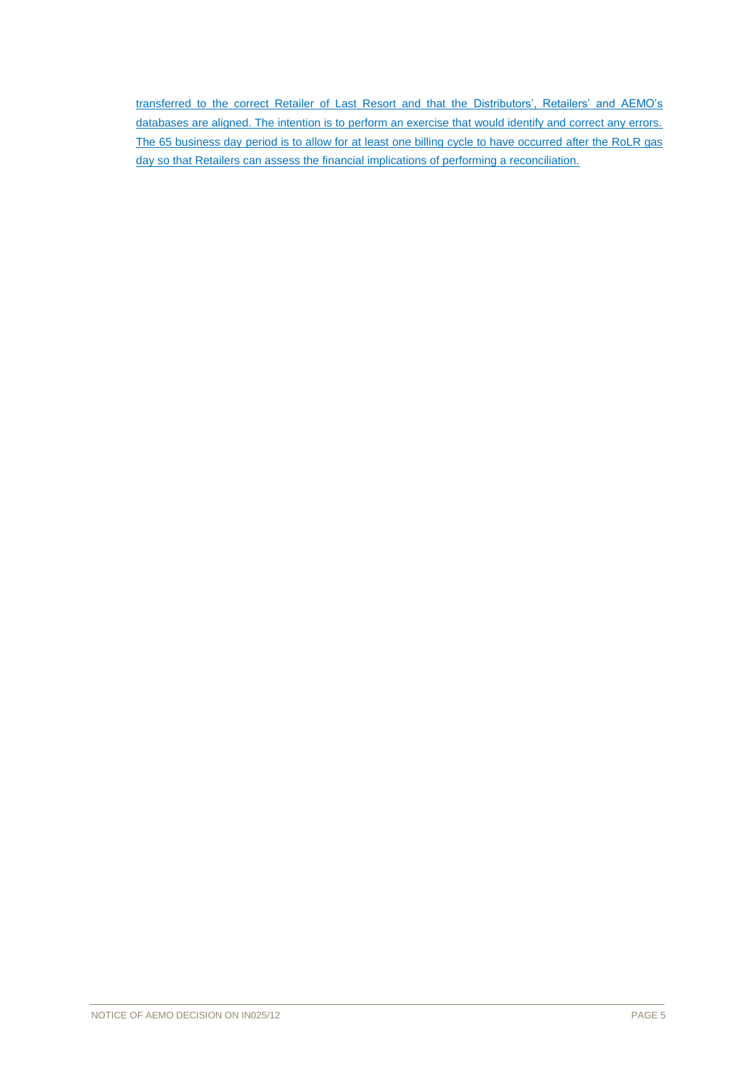transferred to the correct Retailer of Last Resort and that the Distributors', Retailers' and AEMO's databases are aligned. The intention is to perform an exercise that would identify and correct any errors. The 65 business day period is to allow for at least one billing cycle to have occurred after the RoLR gas day so that Retailers can assess the financial implications of performing a reconciliation.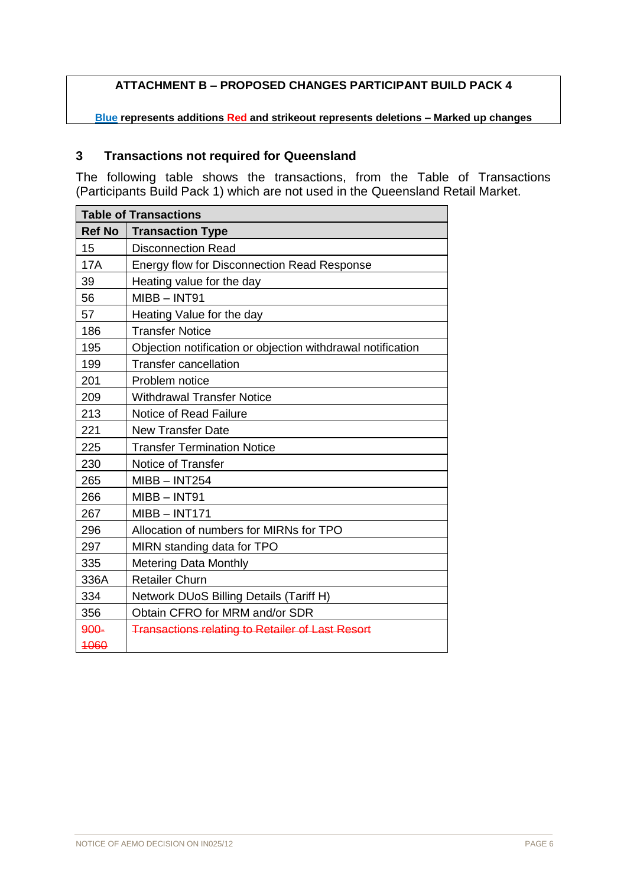**ATTACHMENT B – PROPOSED CHANGES PARTICIPANT BUILD PACK 4**

**Blue represents additions Red and strikeout represents deletions – Marked up changes**

## 3 Transactions not required for Queensland

The following table shows the transactions, from the Table of Transactions (Participants Build Pack 1) which are not used in the Queensland Retail Market.

| **Table of Transactions** | |
|---|---|
| **Ref No** | **Transaction Type** |
| 15 | Disconnection Read |
| 17A | Energy flow for Disconnection Read Response |
| 39 | Heating value for the day |
| 56 | MIBB – INT91 |
| 57 | Heating Value for the day |
| 186 | Transfer Notice |
| 195 | Objection notification or objection withdrawal notification |
| 199 | Transfer cancellation |
| 201 | Problem notice |
| 209 | Withdrawal Transfer Notice |
| 213 | Notice of Read Failure |
| 221 | New Transfer Date |
| 225 | Transfer Termination Notice |
| 230 | Notice of Transfer |
| 265 | MIBB – INT254 |
| 266 | MIBB – INT91 |
| 267 | MIBB – INT171 |
| 296 | Allocation of numbers for MIRNs for TPO |
| 297 | MIRN standing data for TPO |
| 335 | Metering Data Monthly |
| 336A | Retailer Churn |
| 334 | Network DUoS Billing Details (Tariff H) |
| 356 | Obtain CFRO for MRM and/or SDR |
| ~~900-1060~~ | ~~Transactions relating to Retailer of Last Resort~~ |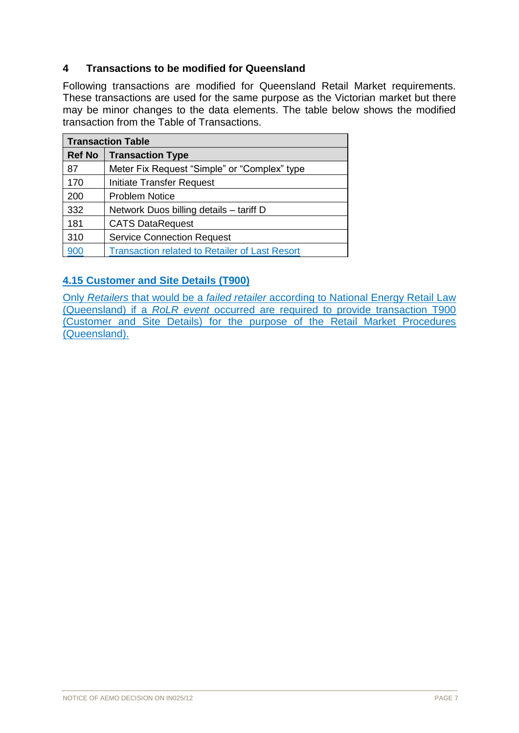## 4 Transactions to be modified for Queensland

Following transactions are modified for Queensland Retail Market requirements. These transactions are used for the same purpose as the Victorian market but there may be minor changes to the data elements. The table below shows the modified transaction from the Table of Transactions.

| Transaction Table | |
|---|---|
| **Ref No** | **Transaction Type** |
| 87 | Meter Fix Request "Simple" or "Complex" type |
| 170 | Initiate Transfer Request |
| 200 | Problem Notice |
| 332 | Network Duos billing details – tariff D |
| 181 | CATS DataRequest |
| 310 | Service Connection Request |
| 900 | Transaction related to Retailer of Last Resort |

### 4.15 Customer and Site Details (T900)

Only *Retailers* that would be a *failed retailer* according to National Energy Retail Law (Queensland) if a *RoLR event* occurred are required to provide transaction T900 (Customer and Site Details) for the purpose of the Retail Market Procedures (Queensland).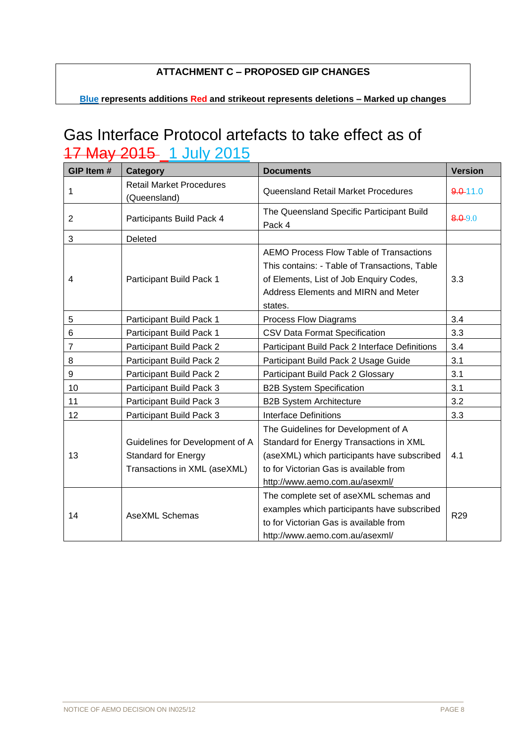**ATTACHMENT C – PROPOSED GIP CHANGES**

**Blue represents additions Red and strikeout represents deletions – Marked up changes**

# Gas Interface Protocol artefacts to take effect as of ~~17 May 2015~~ 1 July 2015

| GIP Item # | Category | Documents | Version |
|---|---|---|---|
| 1 | Retail Market Procedures (Queensland) | Queensland Retail Market Procedures | ~~9.0~~ 11.0 |
| 2 | Participants Build Pack 4 | The Queensland Specific Participant Build Pack 4 | ~~8.0~~ 9.0 |
| 3 | Deleted | | |
| 4 | Participant Build Pack 1 | AEMO Process Flow Table of Transactions This contains: - Table of Transactions, Table of Elements, List of Job Enquiry Codes, Address Elements and MIRN and Meter states. | 3.3 |
| 5 | Participant Build Pack 1 | Process Flow Diagrams | 3.4 |
| 6 | Participant Build Pack 1 | CSV Data Format Specification | 3.3 |
| 7 | Participant Build Pack 2 | Participant Build Pack 2 Interface Definitions | 3.4 |
| 8 | Participant Build Pack 2 | Participant Build Pack 2 Usage Guide | 3.1 |
| 9 | Participant Build Pack 2 | Participant Build Pack 2 Glossary | 3.1 |
| 10 | Participant Build Pack 3 | B2B System Specification | 3.1 |
| 11 | Participant Build Pack 3 | B2B System Architecture | 3.2 |
| 12 | Participant Build Pack 3 | Interface Definitions | 3.3 |
| 13 | Guidelines for Development of A Standard for Energy Transactions in XML (aseXML) | The Guidelines for Development of A Standard for Energy Transactions in XML (aseXML) which participants have subscribed to for Victorian Gas is available from http://www.aemo.com.au/asexml/ | 4.1 |
| 14 | AseXML Schemas | The complete set of aseXML schemas and examples which participants have subscribed to for Victorian Gas is available from http://www.aemo.com.au/asexml/ | R29 |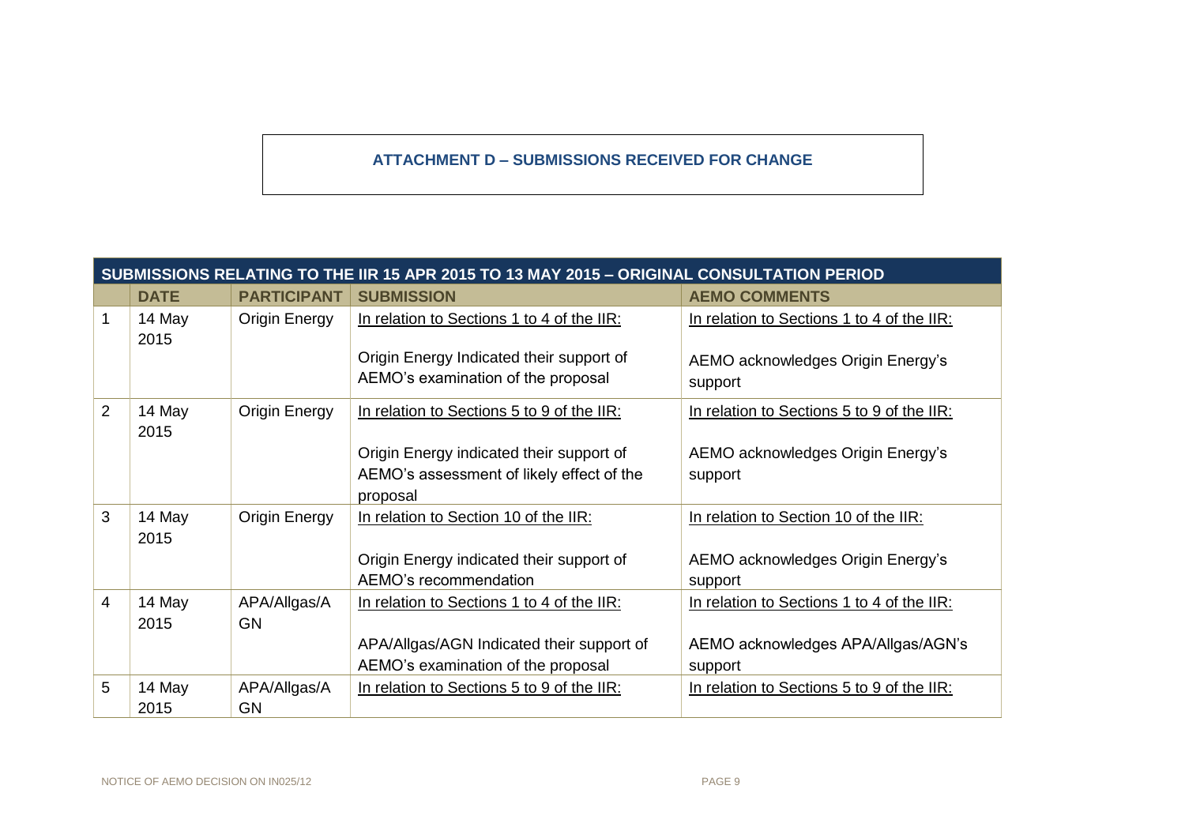**ATTACHMENT D – SUBMISSIONS RECEIVED FOR CHANGE**

| SUBMISSIONS RELATING TO THE IIR 15 APR 2015 TO 13 MAY 2015 – ORIGINAL CONSULTATION PERIOD | | | | |
|---|---|---|---|---|
| | **DATE** | **PARTICIPANT** | **SUBMISSION** | **AEMO COMMENTS** |
| 1 | 14 May 2015 | Origin Energy | In relation to Sections 1 to 4 of the IIR:<br><br>Origin Energy Indicated their support of AEMO's examination of the proposal | In relation to Sections 1 to 4 of the IIR:<br><br>AEMO acknowledges Origin Energy's support |
| 2 | 14 May 2015 | Origin Energy | In relation to Sections 5 to 9 of the IIR:<br><br>Origin Energy indicated their support of AEMO's assessment of likely effect of the proposal | In relation to Sections 5 to 9 of the IIR:<br><br>AEMO acknowledges Origin Energy's support |
| 3 | 14 May 2015 | Origin Energy | In relation to Section 10 of the IIR:<br><br>Origin Energy indicated their support of AEMO's recommendation | In relation to Section 10 of the IIR:<br><br>AEMO acknowledges Origin Energy's support |
| 4 | 14 May 2015 | APA/Allgas/AGN | In relation to Sections 1 to 4 of the IIR:<br><br>APA/Allgas/AGN Indicated their support of AEMO's examination of the proposal | In relation to Sections 1 to 4 of the IIR:<br><br>AEMO acknowledges APA/Allgas/AGN's support |
| 5 | 14 May 2015 | APA/Allgas/AGN | In relation to Sections 5 to 9 of the IIR: | In relation to Sections 5 to 9 of the IIR: |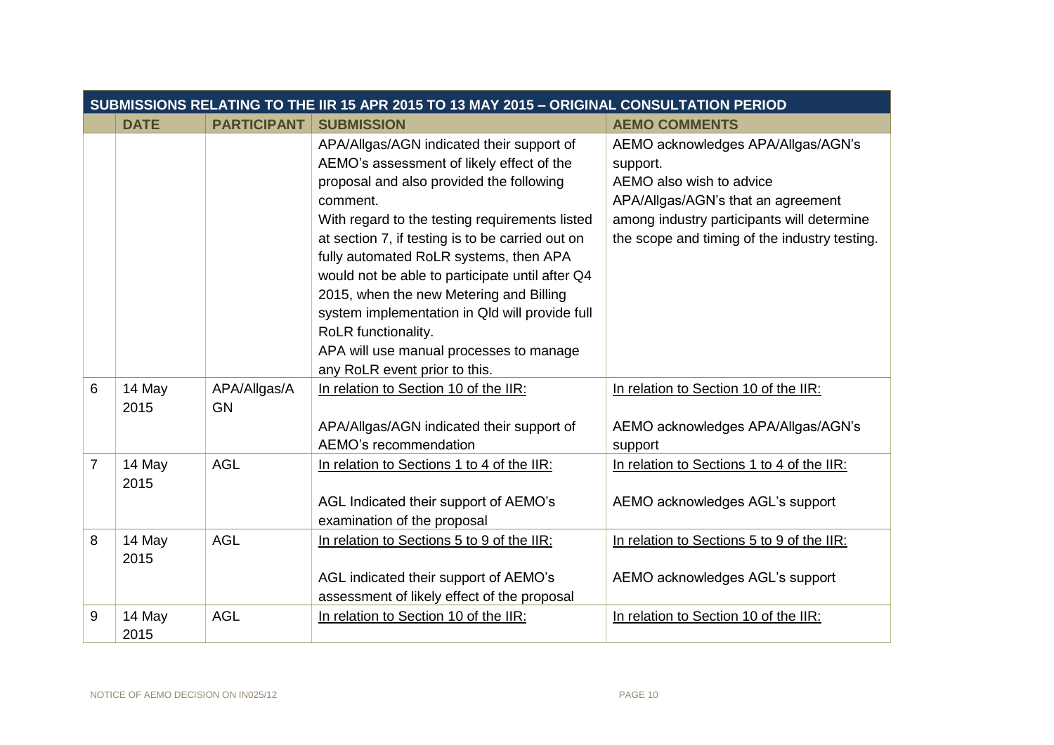| SUBMISSIONS RELATING TO THE IIR 15 APR 2015 TO 13 MAY 2015 – ORIGINAL CONSULTATION PERIOD | | | | |
|---|---|---|---|---|
| | **DATE** | **PARTICIPANT** | **SUBMISSION** | **AEMO COMMENTS** |
| | | | APA/Allgas/AGN indicated their support of AEMO's assessment of likely effect of the proposal and also provided the following comment.<br>With regard to the testing requirements listed at section 7, if testing is to be carried out on fully automated RoLR systems, then APA would not be able to participate until after Q4 2015, when the new Metering and Billing system implementation in Qld will provide full RoLR functionality.<br>APA will use manual processes to manage any RoLR event prior to this. | AEMO acknowledges APA/Allgas/AGN's support.<br>AEMO also wish to advice APA/Allgas/AGN's that an agreement among industry participants will determine the scope and timing of the industry testing. |
| 6 | 14 May 2015 | APA/Allgas/AGN | <u>In relation to Section 10 of the IIR:</u><br><br>APA/Allgas/AGN indicated their support of AEMO's recommendation | <u>In relation to Section 10 of the IIR:</u><br><br>AEMO acknowledges APA/Allgas/AGN's support |
| 7 | 14 May 2015 | AGL | <u>In relation to Sections 1 to 4 of the IIR:</u><br><br>AGL Indicated their support of AEMO's examination of the proposal | <u>In relation to Sections 1 to 4 of the IIR:</u><br><br>AEMO acknowledges AGL's support |
| 8 | 14 May 2015 | AGL | <u>In relation to Sections 5 to 9 of the IIR:</u><br><br>AGL indicated their support of AEMO's assessment of likely effect of the proposal | <u>In relation to Sections 5 to 9 of the IIR:</u><br><br>AEMO acknowledges AGL's support |
| 9 | 14 May 2015 | AGL | <u>In relation to Section 10 of the IIR:</u> | <u>In relation to Section 10 of the IIR:</u> |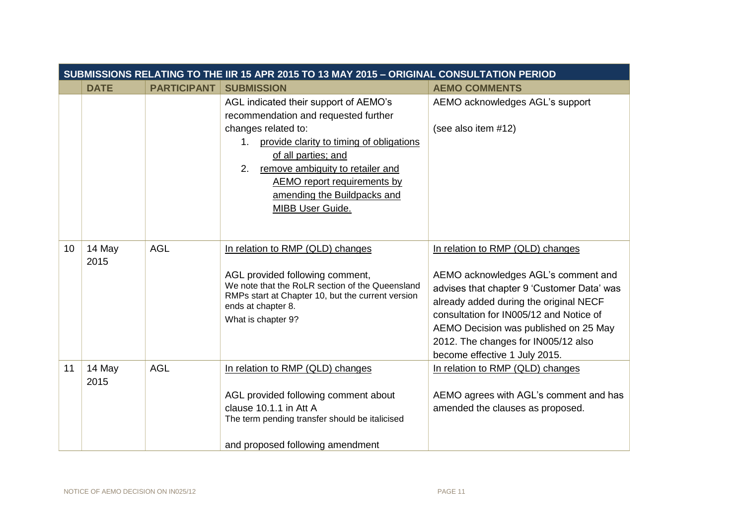| | SUBMISSIONS RELATING TO THE IIR 15 APR 2015 TO 13 MAY 2015 – ORIGINAL CONSULTATION PERIOD | | | |
|---|---|---|---|---|
| | **DATE** | **PARTICIPANT** | **SUBMISSION** | **AEMO COMMENTS** |
| | | | AGL indicated their support of AEMO's recommendation and requested further changes related to:<br>1. provide clarity to timing of obligations of all parties; and<br>2. remove ambiguity to retailer and AEMO report requirements by amending the Buildpacks and MIBB User Guide. | AEMO acknowledges AGL's support<br><br>(see also item #12) |
| 10 | 14 May 2015 | AGL | In relation to RMP (QLD) changes<br><br>AGL provided following comment,<br>We note that the RoLR section of the Queensland RMPs start at Chapter 10, but the current version ends at chapter 8.<br>What is chapter 9? | In relation to RMP (QLD) changes<br><br>AEMO acknowledges AGL's comment and advises that chapter 9 'Customer Data' was already added during the original NECF consultation for IN005/12 and Notice of AEMO Decision was published on 25 May 2012. The changes for IN005/12 also become effective 1 July 2015. |
| 11 | 14 May 2015 | AGL | In relation to RMP (QLD) changes<br><br>AGL provided following comment about clause 10.1.1 in Att A<br>The term pending transfer should be italicised<br><br>and proposed following amendment | In relation to RMP (QLD) changes<br><br>AEMO agrees with AGL's comment and has amended the clauses as proposed. |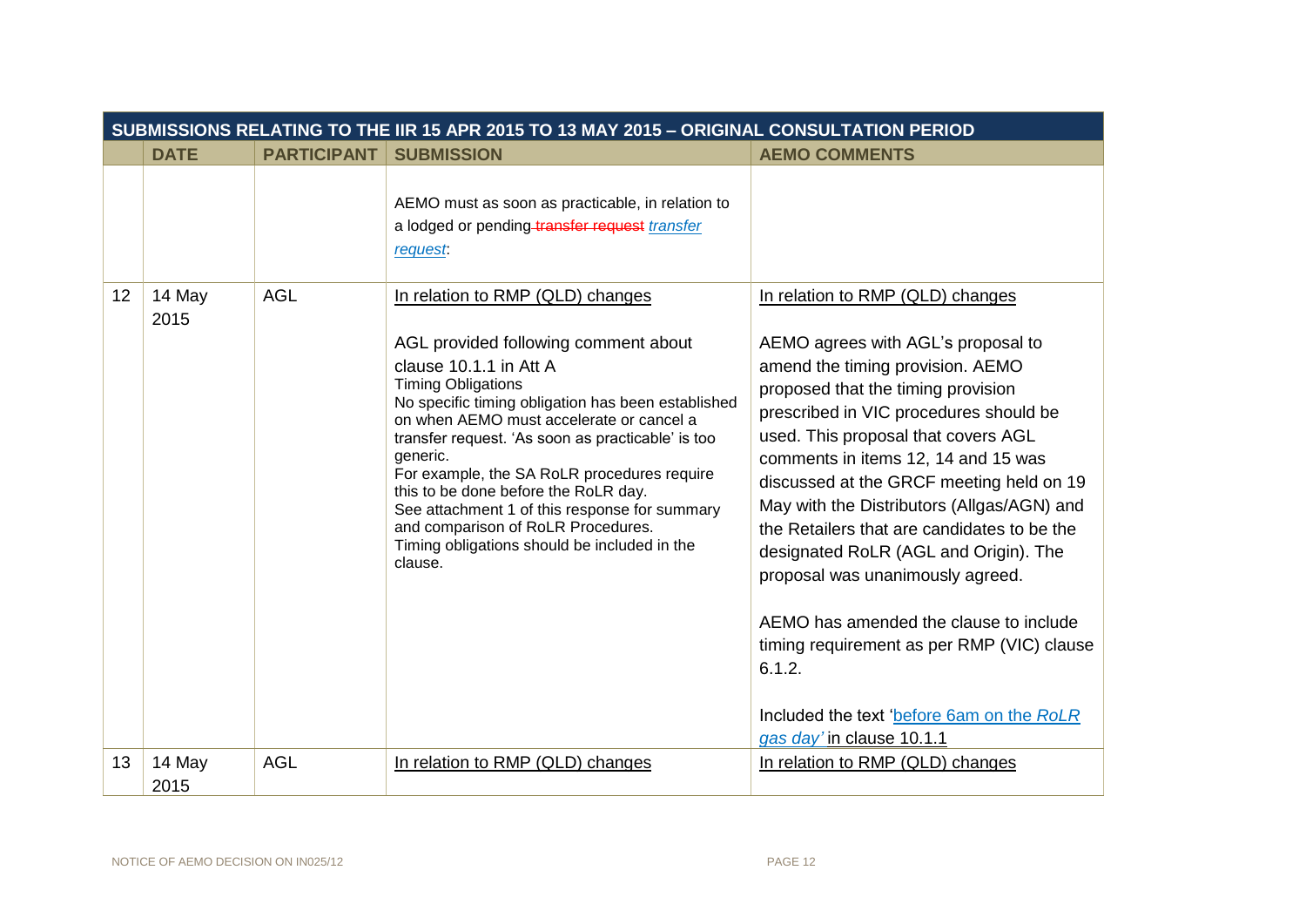| | DATE | PARTICIPANT | SUBMISSION | AEMO COMMENTS |
|---|---|---|---|---|
| **SUBMISSIONS RELATING TO THE IIR 15 APR 2015 TO 13 MAY 2015 – ORIGINAL CONSULTATION PERIOD** | | | | |
| | | | AEMO must as soon as practicable, in relation to a lodged or pending ~~transfer request~~ *transfer request*: | |
| 12 | 14 May 2015 | AGL | In relation to RMP (QLD) changes<br><br>AGL provided following comment about clause 10.1.1 in Att A<br>Timing Obligations<br>No specific timing obligation has been established on when AEMO must accelerate or cancel a transfer request. 'As soon as practicable' is too generic.<br>For example, the SA RoLR procedures require this to be done before the RoLR day.<br>See attachment 1 of this response for summary and comparison of RoLR Procedures.<br>Timing obligations should be included in the clause. | In relation to RMP (QLD) changes<br><br>AEMO agrees with AGL's proposal to amend the timing provision. AEMO proposed that the timing provision prescribed in VIC procedures should be used. This proposal that covers AGL comments in items 12, 14 and 15 was discussed at the GRCF meeting held on 19 May with the Distributors (Allgas/AGN) and the Retailers that are candidates to be the designated RoLR (AGL and Origin). The proposal was unanimously agreed.<br><br>AEMO has amended the clause to include timing requirement as per RMP (VIC) clause 6.1.2.<br><br>Included the text 'before 6am on the *RoLR gas day*' in clause 10.1.1 |
| 13 | 14 May 2015 | AGL | In relation to RMP (QLD) changes | In relation to RMP (QLD) changes |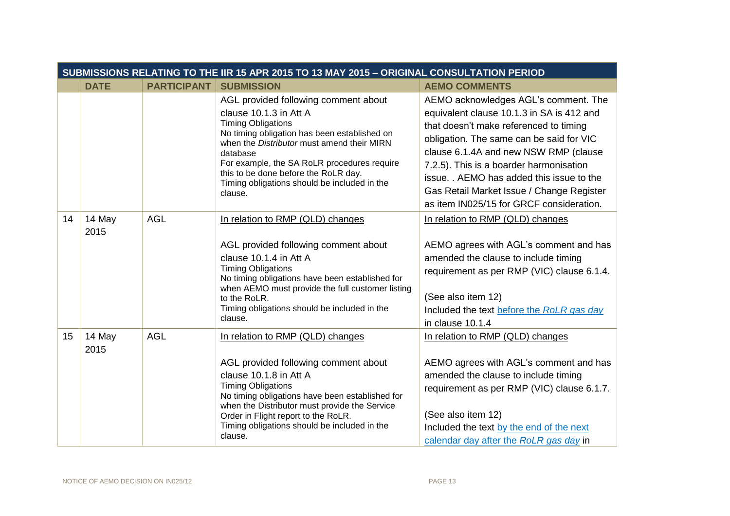| | DATE | PARTICIPANT | SUBMISSION | AEMO COMMENTS |
|---|---|---|---|---|
| **SUBMISSIONS RELATING TO THE IIR 15 APR 2015 TO 13 MAY 2015 – ORIGINAL CONSULTATION PERIOD** | | | | |
| | | | AGL provided following comment about clause 10.1.3 in Att A<br>Timing Obligations<br>No timing obligation has been established on when the *Distributor* must amend their MIRN database<br>For example, the SA RoLR procedures require this to be done before the RoLR day.<br>Timing obligations should be included in the clause. | AEMO acknowledges AGL's comment. The equivalent clause 10.1.3 in SA is 412 and that doesn't make referenced to timing obligation. The same can be said for VIC clause 6.1.4A and new NSW RMP (clause 7.2.5). This is a boarder harmonisation issue. . AEMO has added this issue to the Gas Retail Market Issue / Change Register as item IN025/15 for GRCF consideration. |
| 14 | 14 May 2015 | AGL | In relation to RMP (QLD) changes<br><br>AGL provided following comment about clause 10.1.4 in Att A<br>Timing Obligations<br>No timing obligations have been established for when AEMO must provide the full customer listing to the RoLR.<br>Timing obligations should be included in the clause. | In relation to RMP (QLD) changes<br><br>AEMO agrees with AGL's comment and has amended the clause to include timing requirement as per RMP (VIC) clause 6.1.4.<br><br>(See also item 12)<br>Included the text before the *RoLR gas day* in clause 10.1.4 |
| 15 | 14 May 2015 | AGL | In relation to RMP (QLD) changes<br><br>AGL provided following comment about clause 10.1.8 in Att A<br>Timing Obligations<br>No timing obligations have been established for when the Distributor must provide the Service Order in Flight report to the RoLR.<br>Timing obligations should be included in the clause. | In relation to RMP (QLD) changes<br><br>AEMO agrees with AGL's comment and has amended the clause to include timing requirement as per RMP (VIC) clause 6.1.7.<br><br>(See also item 12)<br>Included the text by the end of the next calendar day after the *RoLR gas day* in |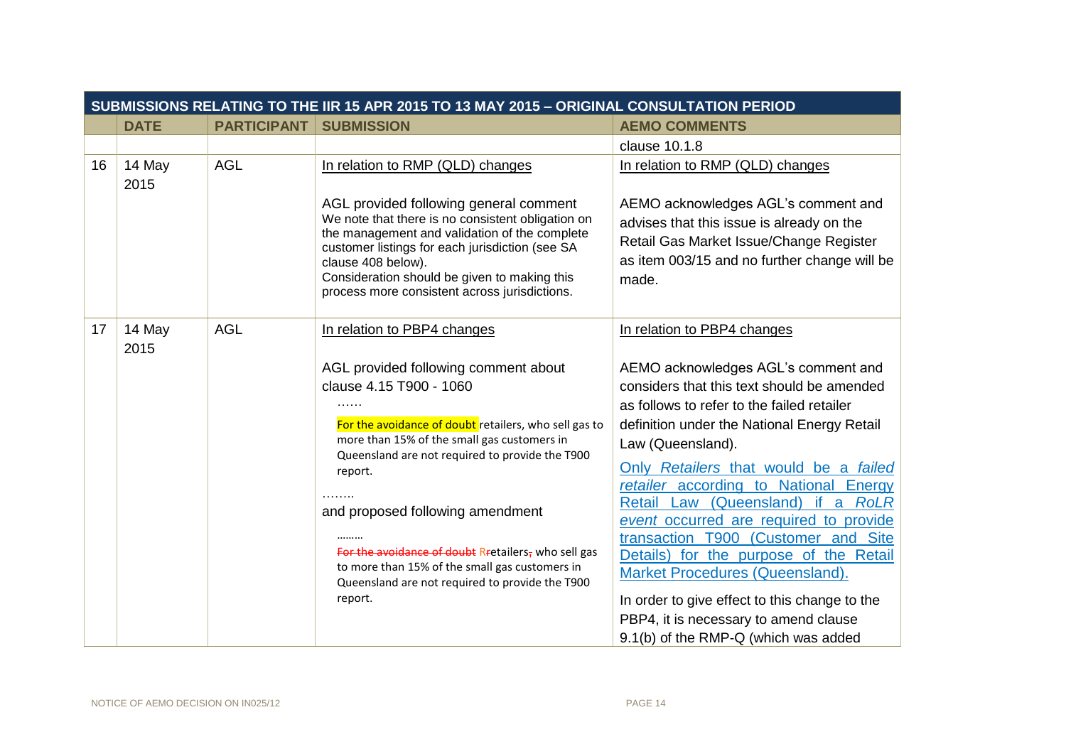| | DATE | PARTICIPANT | SUBMISSION | AEMO COMMENTS |
|---|---|---|---|---|
| **SUBMISSIONS RELATING TO THE IIR 15 APR 2015 TO 13 MAY 2015 – ORIGINAL CONSULTATION PERIOD** | | | | |
| | | | | clause 10.1.8 |
| 16 | 14 May 2015 | AGL | In relation to RMP (QLD) changes<br><br>AGL provided following general comment<br>We note that there is no consistent obligation on the management and validation of the complete customer listings for each jurisdiction (see SA clause 408 below).<br>Consideration should be given to making this process more consistent across jurisdictions. | In relation to RMP (QLD) changes<br><br>AEMO acknowledges AGL's comment and advises that this issue is already on the Retail Gas Market Issue/Change Register as item 003/15 and no further change will be made. |
| 17 | 14 May 2015 | AGL | In relation to PBP4 changes<br><br>AGL provided following comment about clause 4.15 T900 - 1060<br>……<br>For the avoidance of doubt retailers, who sell gas to more than 15% of the small gas customers in Queensland are not required to provide the T900 report.<br>……..<br>and proposed following amendment<br>………<br>~~For the avoidance of doubt~~ R~~r~~etailers~~,~~ who sell gas to more than 15% of the small gas customers in Queensland are not required to provide the T900 report. | In relation to PBP4 changes<br><br>AEMO acknowledges AGL's comment and considers that this text should be amended as follows to refer to the failed retailer definition under the National Energy Retail Law (Queensland).<br>Only *Retailers* that would be a *failed retailer* according to National Energy Retail Law (Queensland) if a *RoLR event* occurred are required to provide transaction T900 (Customer and Site Details) for the purpose of the Retail Market Procedures (Queensland).<br>In order to give effect to this change to the PBP4, it is necessary to amend clause 9.1(b) of the RMP-Q (which was added |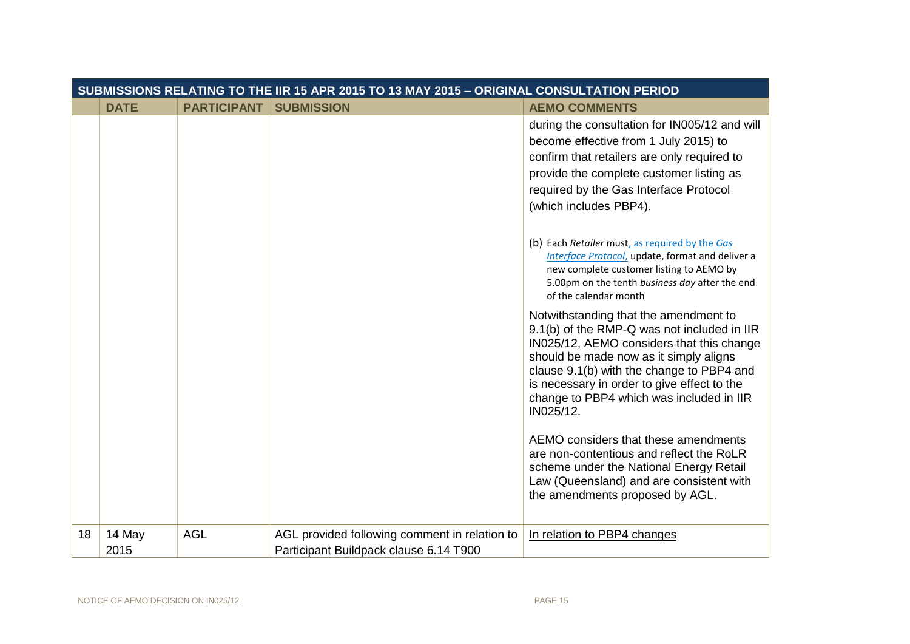| | SUBMISSIONS RELATING TO THE IIR 15 APR 2015 TO 13 MAY 2015 – ORIGINAL CONSULTATION PERIOD | | | |
|---|---|---|---|---|
| | **DATE** | **PARTICIPANT** | **SUBMISSION** | **AEMO COMMENTS** |
| | | | | during the consultation for IN005/12 and will become effective from 1 July 2015) to confirm that retailers are only required to provide the complete customer listing as required by the Gas Interface Protocol (which includes PBP4).<br><br>(b) Each *Retailer* must, as required by the *Gas Interface Protocol*, update, format and deliver a new complete customer listing to AEMO by 5.00pm on the tenth *business day* after the end of the calendar month<br><br>Notwithstanding that the amendment to 9.1(b) of the RMP-Q was not included in IIR IN025/12, AEMO considers that this change should be made now as it simply aligns clause 9.1(b) with the change to PBP4 and is necessary in order to give effect to the change to PBP4 which was included in IIR IN025/12.<br><br>AEMO considers that these amendments are non-contentious and reflect the RoLR scheme under the National Energy Retail Law (Queensland) and are consistent with the amendments proposed by AGL. |
| 18 | 14 May 2015 | AGL | AGL provided following comment in relation to Participant Buildpack clause 6.14 T900 | In relation to PBP4 changes |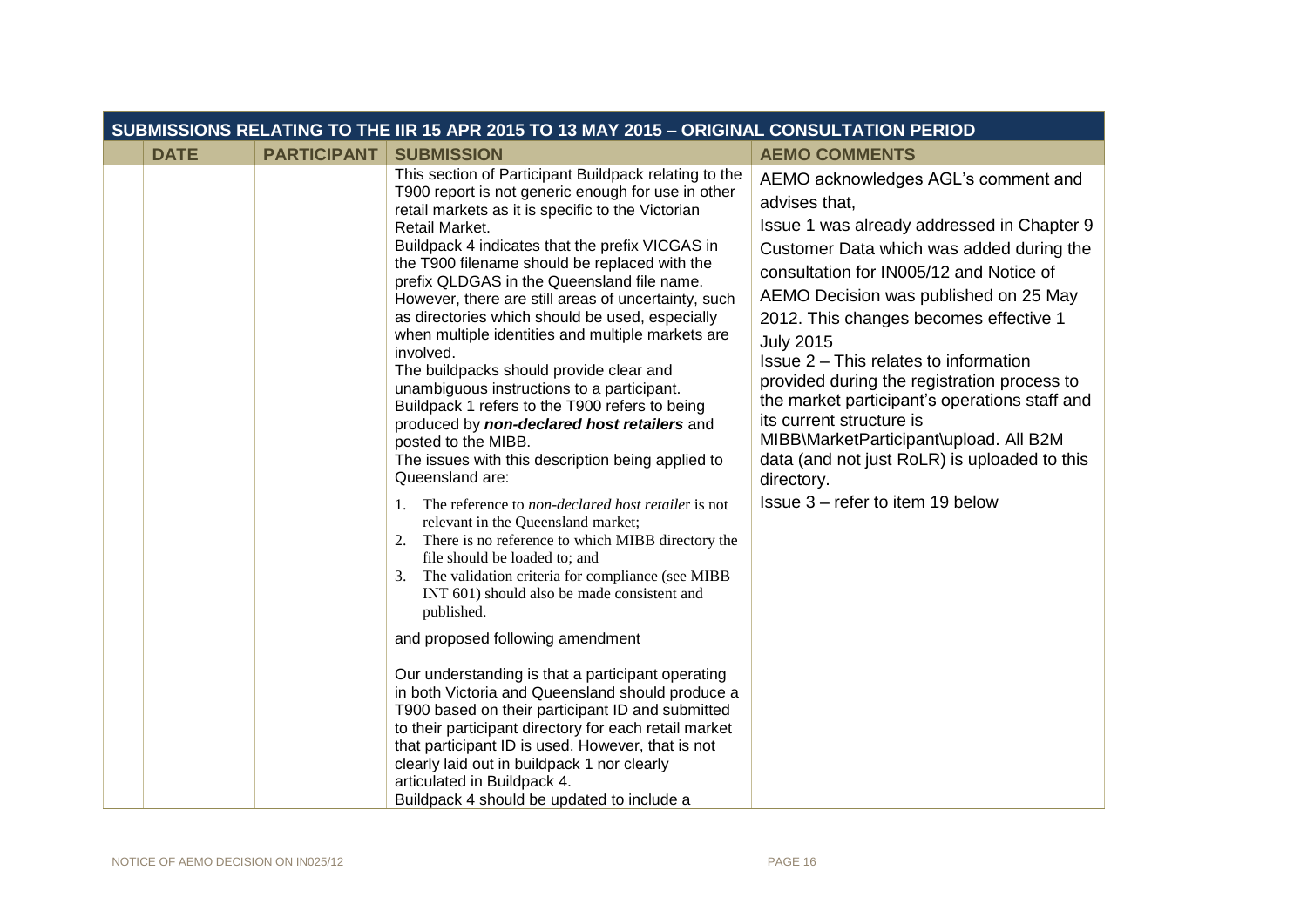| | DATE | PARTICIPANT | SUBMISSION | AEMO COMMENTS |
|---|---|---|---|---|
| **SUBMISSIONS RELATING TO THE IIR 15 APR 2015 TO 13 MAY 2015 – ORIGINAL CONSULTATION PERIOD** | | | | |
| | | | This section of Participant Buildpack relating to the T900 report is not generic enough for use in other retail markets as it is specific to the Victorian Retail Market.<br>Buildpack 4 indicates that the prefix VICGAS in the T900 filename should be replaced with the prefix QLDGAS in the Queensland file name. However, there are still areas of uncertainty, such as directories which should be used, especially when multiple identities and multiple markets are involved.<br>The buildpacks should provide clear and unambiguous instructions to a participant.<br>Buildpack 1 refers to the T900 refers to being produced by ***non-declared host retailers*** and posted to the MIBB.<br>The issues with this description being applied to Queensland are:<br>1. The reference to *non-declared host retaile*r is not relevant in the Queensland market;<br>2. There is no reference to which MIBB directory the file should be loaded to; and<br>3. The validation criteria for compliance (see MIBB INT 601) should also be made consistent and published.<br><br>and proposed following amendment<br><br>Our understanding is that a participant operating in both Victoria and Queensland should produce a T900 based on their participant ID and submitted to their participant directory for each retail market that participant ID is used. However, that is not clearly laid out in buildpack 1 nor clearly articulated in Buildpack 4.<br>Buildpack 4 should be updated to include a | AEMO acknowledges AGL's comment and advises that,<br>Issue 1 was already addressed in Chapter 9 Customer Data which was added during the consultation for IN005/12 and Notice of AEMO Decision was published on 25 May 2012. This changes becomes effective 1 July 2015<br>Issue 2 – This relates to information provided during the registration process to the market participant's operations staff and its current structure is MIBB\MarketParticipant\upload. All B2M data (and not just RoLR) is uploaded to this directory.<br>Issue 3 – refer to item 19 below |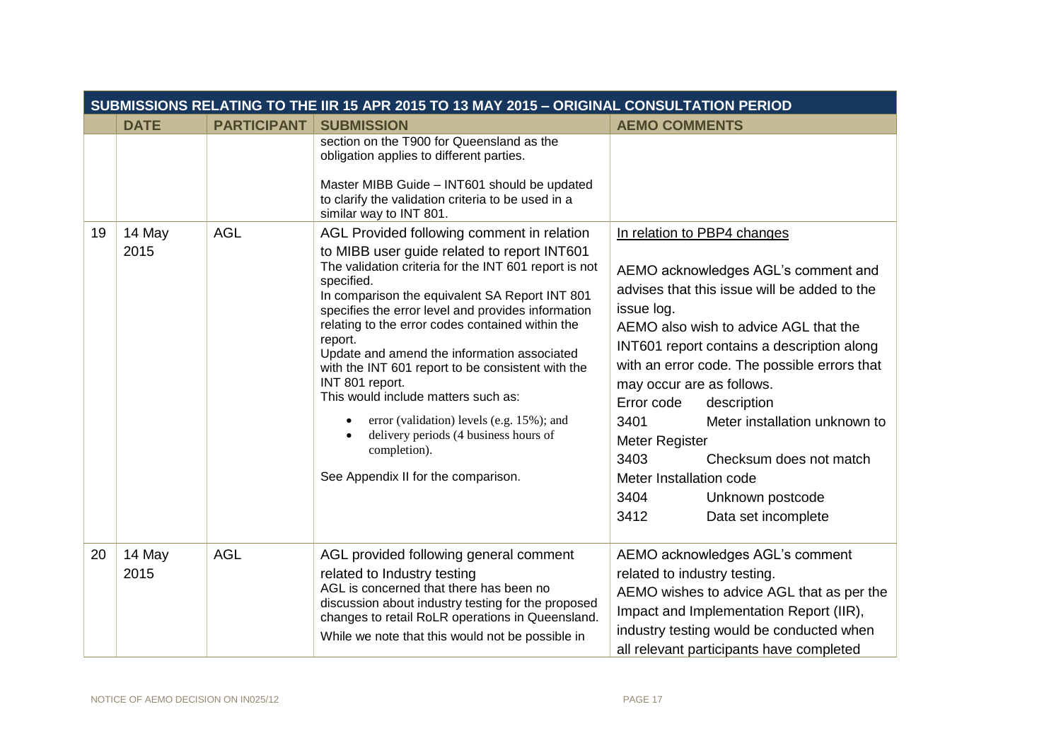| SUBMISSIONS RELATING TO THE IIR 15 APR 2015 TO 13 MAY 2015 – ORIGINAL CONSULTATION PERIOD | | | | |
|---|---|---|---|---|
| | **DATE** | **PARTICIPANT** | **SUBMISSION** | **AEMO COMMENTS** |
| | | | section on the T900 for Queensland as the obligation applies to different parties.<br><br>Master MIBB Guide – INT601 should be updated to clarify the validation criteria to be used in a similar way to INT 801. | |
| 19 | 14 May 2015 | AGL | AGL Provided following comment in relation to MIBB user guide related to report INT601<br>The validation criteria for the INT 601 report is not specified.<br>In comparison the equivalent SA Report INT 801 specifies the error level and provides information relating to the error codes contained within the report.<br>Update and amend the information associated with the INT 601 report to be consistent with the INT 801 report.<br>This would include matters such as:<br>• error (validation) levels (e.g. 15%); and<br>• delivery periods (4 business hours of completion).<br><br>See Appendix II for the comparison. | In relation to PBP4 changes<br><br>AEMO acknowledges AGL's comment and advises that this issue will be added to the issue log.<br>AEMO also wish to advice AGL that the INT601 report contains a description along with an error code. The possible errors that may occur are as follows.<br>Error code description<br>3401 Meter installation unknown to Meter Register<br>3403 Checksum does not match Meter Installation code<br>3404 Unknown postcode<br>3412 Data set incomplete |
| 20 | 14 May 2015 | AGL | AGL provided following general comment related to Industry testing<br>AGL is concerned that there has been no discussion about industry testing for the proposed changes to retail RoLR operations in Queensland.<br>While we note that this would not be possible in | AEMO acknowledges AGL's comment related to industry testing.<br>AEMO wishes to advice AGL that as per the Impact and Implementation Report (IIR), industry testing would be conducted when all relevant participants have completed |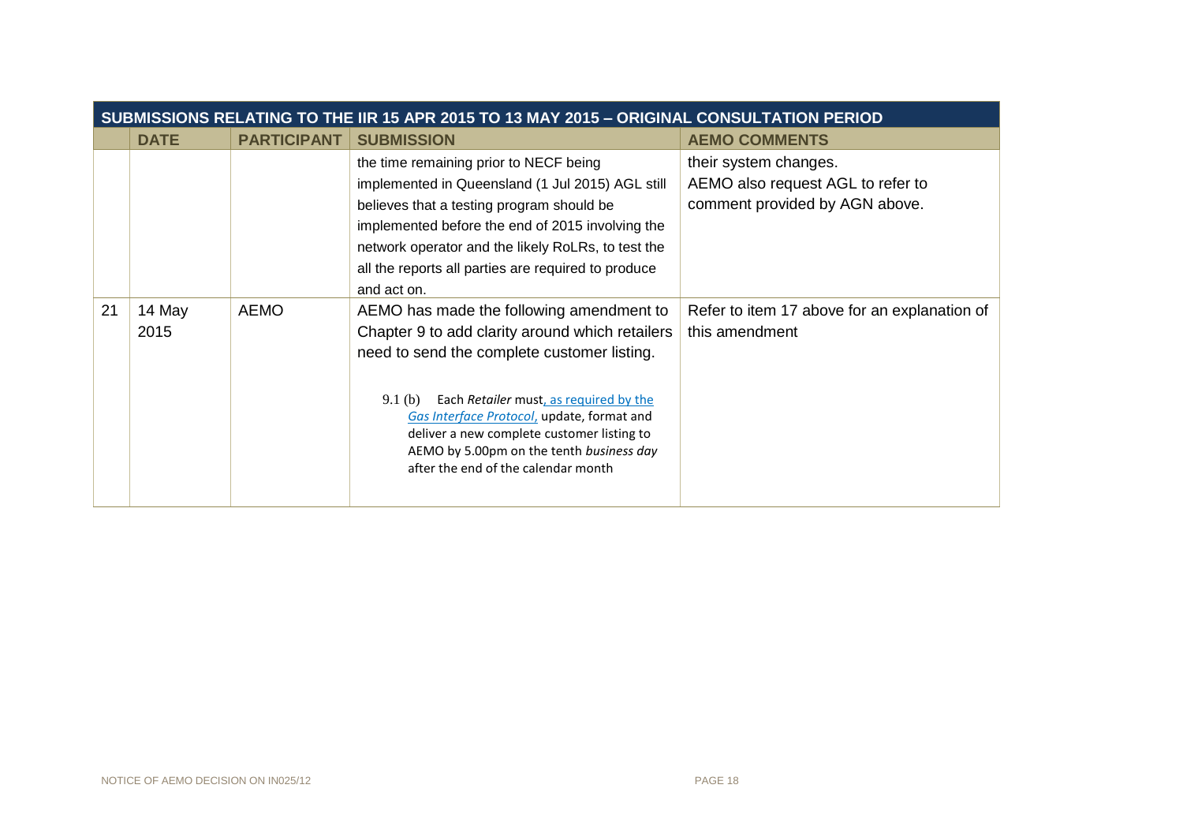| SUBMISSIONS RELATING TO THE IIR 15 APR 2015 TO 13 MAY 2015 – ORIGINAL CONSULTATION PERIOD | | | | |
|---|---|---|---|---|
| | **DATE** | **PARTICIPANT** | **SUBMISSION** | **AEMO COMMENTS** |
| | | | the time remaining prior to NECF being implemented in Queensland (1 Jul 2015) AGL still believes that a testing program should be implemented before the end of 2015 involving the network operator and the likely RoLRs, to test the all the reports all parties are required to produce and act on. | their system changes. AEMO also request AGL to refer to comment provided by AGN above. |
| 21 | 14 May 2015 | AEMO | AEMO has made the following amendment to Chapter 9 to add clarity around which retailers need to send the complete customer listing.<br><br>9.1 (b) Each *Retailer* must, as required by the *Gas Interface Protocol*, update, format and deliver a new complete customer listing to AEMO by 5.00pm on the tenth *business day* after the end of the calendar month | Refer to item 17 above for an explanation of this amendment |